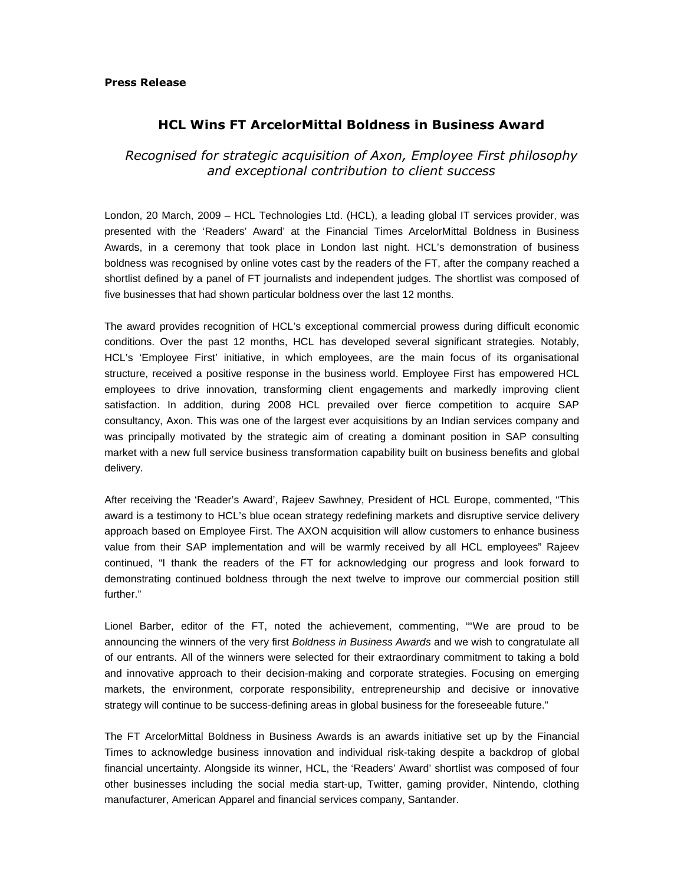**Press Release**

## HCL Wins FT ArcelorMittal Boldness in Business Award

*Recognised for strategic acquisition of Axon, Employee First philosophy and exceptional contribution to client success*

London, 20 March, 2009 – HCL Technologies Ltd. (HCL), a leading global IT services provider, was presented with the 'Readers' Award' at the Financial Times ArcelorMittal Boldness in Business Awards, in a ceremony that took place in London last night. HCL's demonstration of business boldness was recognised by online votes cast by the readers of the FT, after the company reached a shortlist defined by a panel of FT journalists and independent judges. The shortlist was composed of five businesses that had shown particular boldness over the last 12 months.

The award provides recognition of HCL's exceptional commercial prowess during difficult economic conditions. Over the past 12 months, HCL has developed several significant strategies. Notably, HCL's 'Employee First' initiative, in which employees, are the main focus of its organisational structure, received a positive response in the business world. Employee First has empowered HCL employees to drive innovation, transforming client engagements and markedly improving client satisfaction. In addition, during 2008 HCL prevailed over fierce competition to acquire SAP consultancy, Axon. This was one of the largest ever acquisitions by an Indian services company and was principally motivated by the strategic aim of creating a dominant position in SAP consulting market with a new full service business transformation capability built on business benefits and global delivery.

After receiving the 'Reader's Award', Rajeev Sawhney, President of HCL Europe, commented, "This award is a testimony to HCL's blue ocean strategy redefining markets and disruptive service delivery approach based on Employee First. The AXON acquisition will allow customers to enhance business value from their SAP implementation and will be warmly received by all HCL employees" Rajeev continued, "I thank the readers of the FT for acknowledging our progress and look forward to demonstrating continued boldness through the next twelve to improve our commercial position still further."

Lionel Barber, editor of the FT, noted the achievement, commenting, ""We are proud to be announcing the winners of the very first *Boldness in Business Awards* and we wish to congratulate all of our entrants. All of the winners were selected for their extraordinary commitment to taking a bold and innovative approach to their decision-making and corporate strategies. Focusing on emerging markets, the environment, corporate responsibility, entrepreneurship and decisive or innovative strategy will continue to be success-defining areas in global business for the foreseeable future."

The FT ArcelorMittal Boldness in Business Awards is an awards initiative set up by the Financial Times to acknowledge business innovation and individual risk-taking despite a backdrop of global financial uncertainty. Alongside its winner, HCL, the 'Readers' Award' shortlist was composed of four other businesses including the social media start-up, Twitter, gaming provider, Nintendo, clothing manufacturer, American Apparel and financial services company, Santander.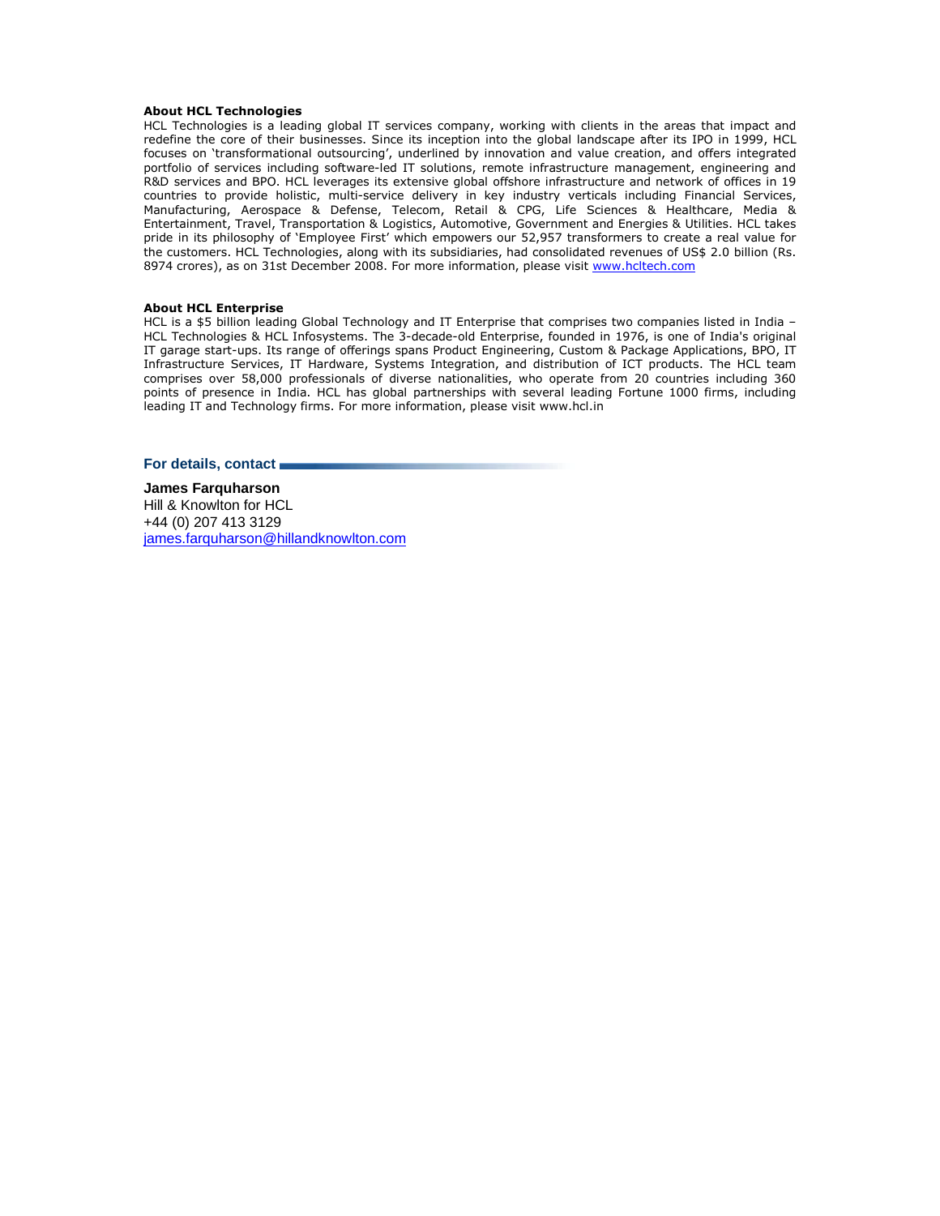**About HCL Technologies**

HCL Technologies is a leading global IT services company, working with clients in the areas that impact and redefine the core of their businesses. Since its inception into the global landscape after its IPO in 1999, HCL focuses on 'transformational outsourcing', underlined by innovation and value creation, and offers integrated portfolio of services including software-led IT solutions, remote infrastructure management, engineering and R&D services and BPO. HCL leverages its extensive global offshore infrastructure and network of offices in 19 countries to provide holistic, multi-service delivery in key industry verticals including Financial Services, Manufacturing, Aerospace & Defense, Telecom, Retail & CPG, Life Sciences & Healthcare, Media & Entertainment, Travel, Transportation & Logistics, Automotive, Government and Energies & Utilities. HCL takes pride in its philosophy of 'Employee First' which empowers our 52,957 transformers to create a real value for the customers. HCL Technologies, along with its subsidiaries, had consolidated revenues of US$ 2.0 billion (Rs. 8974 crores), as on 31st December 2008. For more information, please visit www.hcltech.com

**About HCL Enterprise**

HCL is a $5 billion leading Global Technology and IT Enterprise that comprises two companies listed in India – HCL Technologies & HCL Infosystems. The 3-decade-old Enterprise, founded in 1976, is one of India's original IT garage start-ups. Its range of offerings spans Product Engineering, Custom & Package Applications, BPO, IT Infrastructure Services, IT Hardware, Systems Integration, and distribution of ICT products. The HCL team comprises over 58,000 professionals of diverse nationalities, who operate from 20 countries including 360 points of presence in India. HCL has global partnerships with several leading Fortune 1000 firms, including leading IT and Technology firms. For more information, please visit www.hcl.in

**For details, contact**

**James Farquharson**
Hill & Knowlton for HCL
+44 (0) 207 413 3129
james.farquharson@hillandknowlton.com